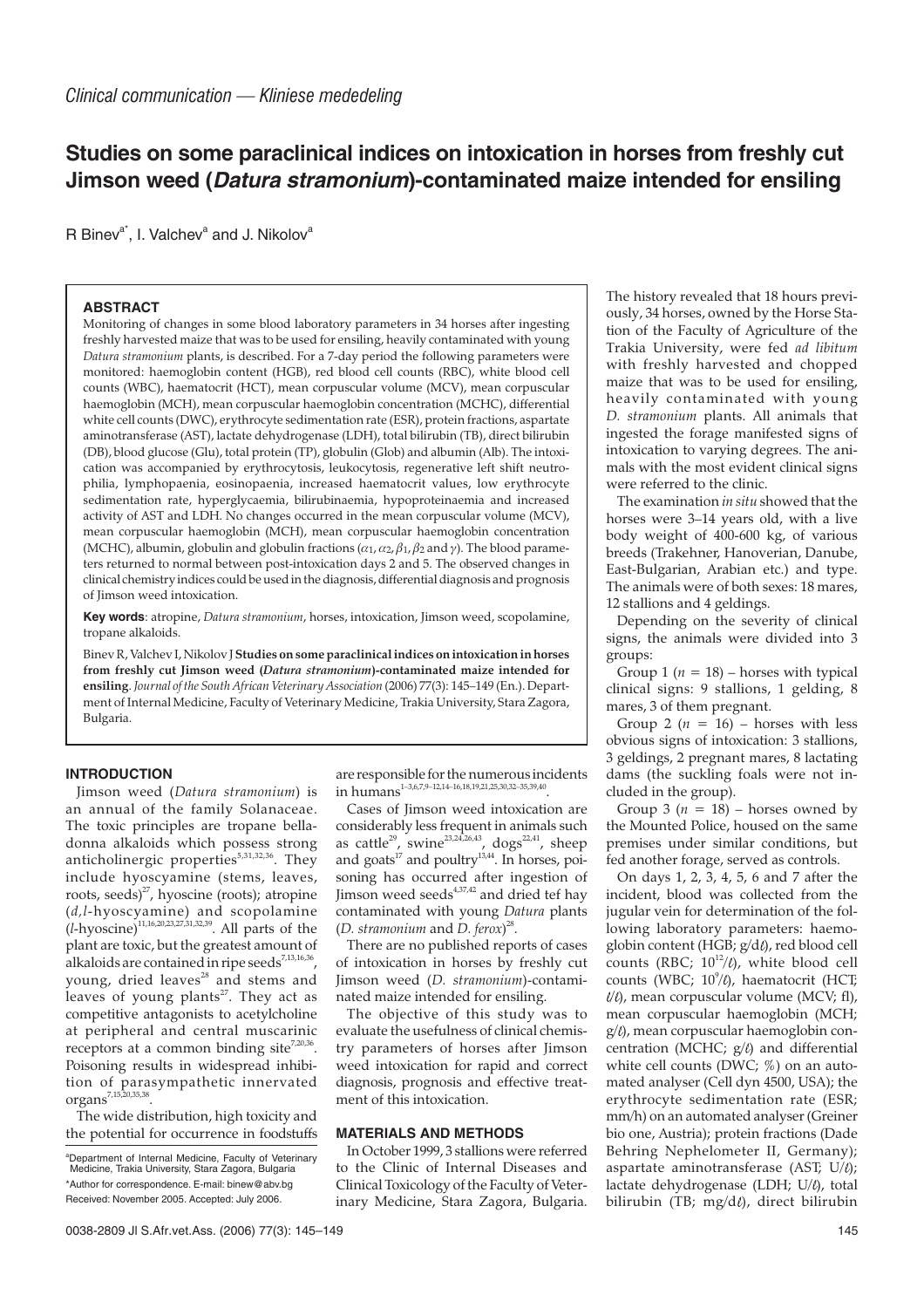*Clinical communication — Kliniese mededeling*

# Studies on some paraclinical indices on intoxication in horses from freshly cut Jimson weed (*Datura stramonium*)-contaminated maize intended for ensiling

R Binev[a*], I. Valchev[a] and J. Nikolov[a]

## ABSTRACT

Monitoring of changes in some blood laboratory parameters in 34 horses after ingesting freshly harvested maize that was to be used for ensiling, heavily contaminated with young *Datura stramonium* plants, is described. For a 7-day period the following parameters were monitored: haemoglobin content (HGB), red blood cell counts (RBC), white blood cell counts (WBC), haematocrit (HCT), mean corpuscular volume (MCV), mean corpuscular haemoglobin (MCH), mean corpuscular haemoglobin concentration (MCHC), differential white cell counts (DWC), erythrocyte sedimentation rate (ESR), protein fractions, aspartate aminotransferase (AST), lactate dehydrogenase (LDH), total bilirubin (TB), direct bilirubin (DB), blood glucose (Glu), total protein (TP), globulin (Glob) and albumin (Alb). The intoxication was accompanied by erythrocytosis, leukocytosis, regenerative left shift neutrophilia, lymphopaenia, eosinopaenia, increased haematocrit values, low erythrocyte sedimentation rate, hyperglycaemia, bilirubinaemia, hypoproteinaemia and increased activity of AST and LDH. No changes occurred in the mean corpuscular volume (MCV), mean corpuscular haemoglobin (MCH), mean corpuscular haemoglobin concentration (MCHC), albumin, globulin and globulin fractions ($\alpha_1$, $\alpha_2$, $\beta_1$, $\beta_2$ and $\gamma$). The blood parameters returned to normal between post-intoxication days 2 and 5. The observed changes in clinical chemistry indices could be used in the diagnosis, differential diagnosis and prognosis of Jimson weed intoxication.

**Key words**: atropine, *Datura stramonium*, horses, intoxication, Jimson weed, scopolamine, tropane alkaloids.

Binev R, Valchev I, Nikolov J **Studies on some paraclinical indices on intoxication in horses from freshly cut Jimson weed (*Datura stramonium*)-contaminated maize intended for ensiling**. *Journal of the South African Veterinary Association* (2006) 77(3): 145–149 (En.). Department of Internal Medicine, Faculty of Veterinary Medicine, Trakia University, Stara Zagora, Bulgaria.

## INTRODUCTION

Jimson weed (*Datura stramonium*) is an annual of the family Solanaceae. The toxic principles are tropane belladonna alkaloids which possess strong anticholinergic properties[5,31,32,36]. They include hyoscyamine (stems, leaves, roots, seeds)[27], hyoscine (roots); atropine (*d,l*-hyoscyamine) and scopolamine (*l*-hyoscine)[11,16,20,23,27,31,32,39]. All parts of the plant are toxic, but the greatest amount of alkaloids are contained in ripe seeds[7,13,16,36], young, dried leaves[28] and stems and leaves of young plants[27]. They act as competitive antagonists to acetylcholine at peripheral and central muscarinic receptors at a common binding site[7,20,36]. Poisoning results in widespread inhibition of parasympathetic innervated organs[7,15,20,35,38].

The wide distribution, high toxicity and the potential for occurrence in foodstuffs are responsible for the numerous incidents in humans[1–3,6,7,9–12,14–16,18,19,21,25,30,32–35,39,40].

Cases of Jimson weed intoxication are considerably less frequent in animals such as cattle[29], swine[23,24,26,43], dogs[22,41], sheep and goats[17] and poultry[13,44]. In horses, poisoning has occurred after ingestion of Jimson weed seeds[4,37,42] and dried tef hay contaminated with young *Datura* plants (*D. stramonium* and *D. ferox*)[28].

There are no published reports of cases of intoxication in horses by freshly cut Jimson weed (*D. stramonium*)-contaminated maize intended for ensiling.

The objective of this study was to evaluate the usefulness of clinical chemistry parameters of horses after Jimson weed intoxication for rapid and correct diagnosis, prognosis and effective treatment of this intoxication.

## MATERIALS AND METHODS

In October 1999, 3 stallions were referred to the Clinic of Internal Diseases and Clinical Toxicology of the Faculty of Veterinary Medicine, Stara Zagora, Bulgaria. The history revealed that 18 hours previously, 34 horses, owned by the Horse Station of the Faculty of Agriculture of the Trakia University, were fed *ad libitum* with freshly harvested and chopped maize that was to be used for ensiling, heavily contaminated with young *D. stramonium* plants. All animals that ingested the forage manifested signs of intoxication to varying degrees. The animals with the most evident clinical signs were referred to the clinic.

The examination *in situ* showed that the horses were 3–14 years old, with a live body weight of 400-600 kg, of various breeds (Trakehner, Hanoverian, Danube, East-Bulgarian, Arabian etc.) and type. The animals were of both sexes: 18 mares, 12 stallions and 4 geldings.

Depending on the severity of clinical signs, the animals were divided into 3 groups:

Group 1 ($n$ = 18) – horses with typical clinical signs: 9 stallions, 1 gelding, 8 mares, 3 of them pregnant.

Group 2 ($n$ = 16) – horses with less obvious signs of intoxication: 3 stallions, 3 geldings, 2 pregnant mares, 8 lactating dams (the suckling foals were not included in the group).

Group 3 ($n$ = 18) – horses owned by the Mounted Police, housed on the same premises under similar conditions, but fed another forage, served as controls.

On days 1, 2, 3, 4, 5, 6 and 7 after the incident, blood was collected from the jugular vein for determination of the following laboratory parameters: haemoglobin content (HGB; g/dℓ), red blood cell counts (RBC; $10^{12}$/ℓ), white blood cell counts (WBC; $10^{9}$/ℓ), haematocrit (HCT; ℓ/ℓ), mean corpuscular volume (MCV; fl), mean corpuscular haemoglobin (MCH; g/ℓ), mean corpuscular haemoglobin concentration (MCHC; g/ℓ) and differential white cell counts (DWC; %) on an automated analyser (Cell dyn 4500, USA); the erythrocyte sedimentation rate (ESR; mm/h) on an automated analyser (Greiner bio one, Austria); protein fractions (Dade Behring Nephelometer II, Germany); aspartate aminotransferase (AST; U/ℓ); lactate dehydrogenase (LDH; U/ℓ), total bilirubin (TB; mg/dℓ), direct bilirubin

[a]Department of Internal Medicine, Faculty of Veterinary Medicine, Trakia University, Stara Zagora, Bulgaria

*Author for correspondence. E-mail: binew@abv.bg

Received: November 2005. Accepted: July 2006.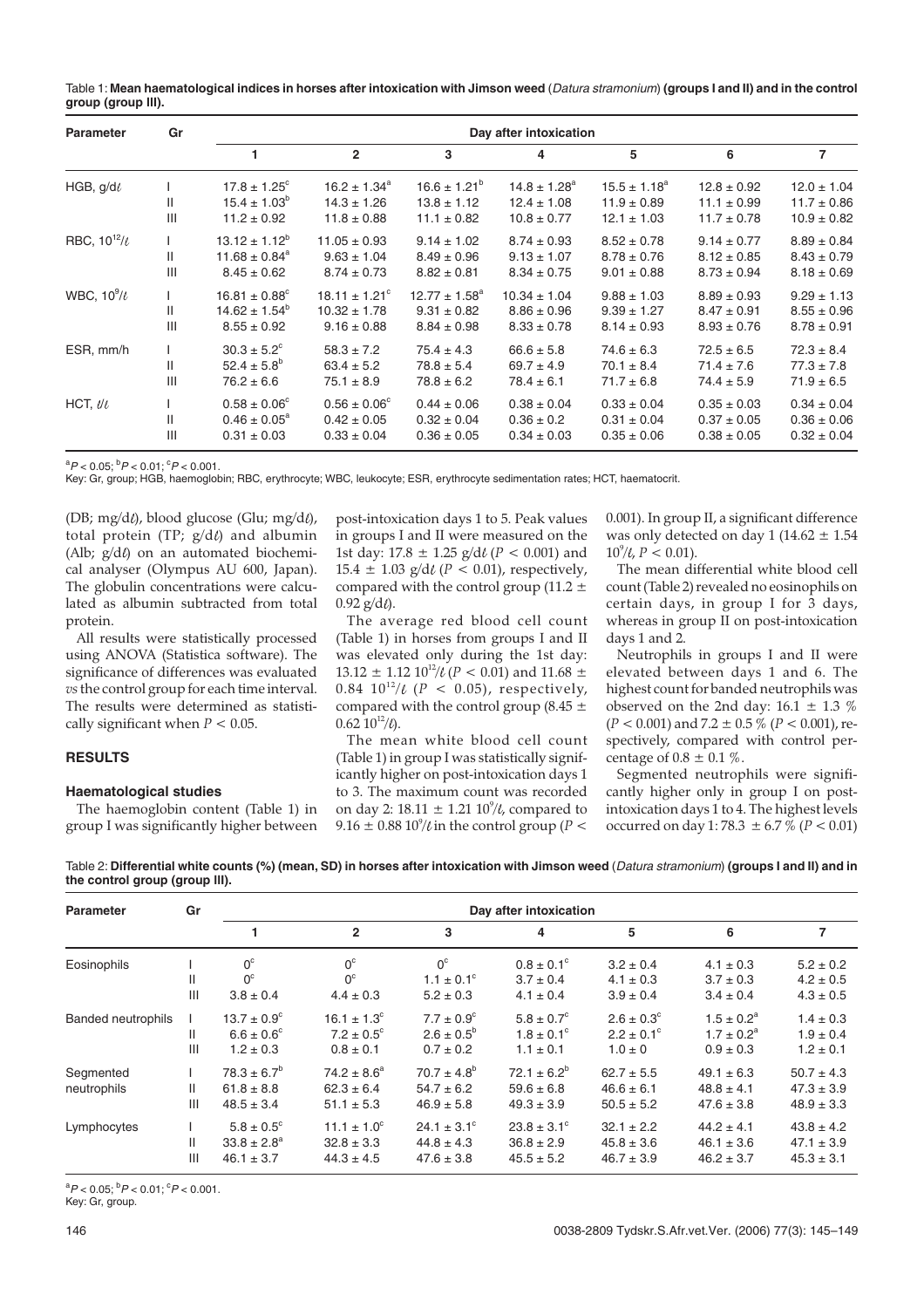Table 1: **Mean haematological indices in horses after intoxication with Jimson weed** (*Datura stramonium*) **(groups I and II) and in the control group (group III).**

| Parameter | Gr | Day after intoxication | | | | | | |
|---|---|---|---|---|---|---|---|---|
| | | 1 | 2 | 3 | 4 | 5 | 6 | 7 |
| HGB, g/d$\ell$ | I | 17.8 ± 1.25[c] | 16.2 ± 1.34[a] | 16.6 ± 1.21[b] | 14.8 ± 1.28[a] | 15.5 ± 1.18[a] | 12.8 ± 0.92 | 12.0 ± 1.04 |
| | II | 15.4 ± 1.03[b] | 14.3 ± 1.26 | 13.8 ± 1.12 | 12.4 ± 1.08 | 11.9 ± 0.89 | 11.1 ± 0.99 | 11.7 ± 0.86 |
| | III | 11.2 ± 0.92 | 11.8 ± 0.88 | 11.1 ± 0.82 | 10.8 ± 0.77 | 12.1 ± 1.03 | 11.7 ± 0.78 | 10.9 ± 0.82 |
| RBC, $10^{12}/\ell$ | I | 13.12 ± 1.12[b] | 11.05 ± 0.93 | 9.14 ± 1.02 | 8.74 ± 0.93 | 8.52 ± 0.78 | 9.14 ± 0.77 | 8.89 ± 0.84 |
| | II | 11.68 ± 0.84[a] | 9.63 ± 1.04 | 8.49 ± 0.96 | 9.13 ± 1.07 | 8.78 ± 0.76 | 8.12 ± 0.85 | 8.43 ± 0.79 |
| | III | 8.45 ± 0.62 | 8.74 ± 0.73 | 8.82 ± 0.81 | 8.34 ± 0.75 | 9.01 ± 0.88 | 8.73 ± 0.94 | 8.18 ± 0.69 |
| WBC, $10^{9}/\ell$ | I | 16.81 ± 0.88[c] | 18.11 ± 1.21[c] | 12.77 ± 1.58[a] | 10.34 ± 1.04 | 9.88 ± 1.03 | 8.89 ± 0.93 | 9.29 ± 1.13 |
| | II | 14.62 ± 1.54[b] | 10.32 ± 1.78 | 9.31 ± 0.82 | 8.86 ± 0.96 | 9.39 ± 1.27 | 8.47 ± 0.91 | 8.55 ± 0.96 |
| | III | 8.55 ± 0.92 | 9.16 ± 0.88 | 8.84 ± 0.98 | 8.33 ± 0.78 | 8.14 ± 0.93 | 8.93 ± 0.76 | 8.78 ± 0.91 |
| ESR, mm/h | I | 30.3 ± 5.2[c] | 58.3 ± 7.2 | 75.4 ± 4.3 | 66.6 ± 5.8 | 74.6 ± 6.3 | 72.5 ± 6.5 | 72.3 ± 8.4 |
| | II | 52.4 ± 5.8[b] | 63.4 ± 5.2 | 78.8 ± 5.4 | 69.7 ± 4.9 | 70.1 ± 8.4 | 71.4 ± 7.6 | 77.3 ± 7.8 |
| | III | 76.2 ± 6.6 | 75.1 ± 8.9 | 78.8 ± 6.2 | 78.4 ± 6.1 | 71.7 ± 6.8 | 74.4 ± 5.9 | 71.9 ± 6.5 |
| HCT, $\ell/\ell$ | I | 0.58 ± 0.06[c] | 0.56 ± 0.06[c] | 0.44 ± 0.06 | 0.38 ± 0.04 | 0.33 ± 0.04 | 0.35 ± 0.03 | 0.34 ± 0.04 |
| | II | 0.46 ± 0.05[a] | 0.42 ± 0.05 | 0.32 ± 0.04 | 0.36 ± 0.2 | 0.31 ± 0.04 | 0.37 ± 0.05 | 0.36 ± 0.06 |
| | III | 0.31 ± 0.03 | 0.33 ± 0.04 | 0.36 ± 0.05 | 0.34 ± 0.03 | 0.35 ± 0.06 | 0.38 ± 0.05 | 0.32 ± 0.04 |

[a]$P < 0.05$; [b]$P < 0.01$; [c]$P < 0.001$.
Key: Gr, group; HGB, haemoglobin; RBC, erythrocyte; WBC, leukocyte; ESR, erythrocyte sedimentation rates; HCT, haematocrit.

(DB; mg/d$\ell$), blood glucose (Glu; mg/d$\ell$), total protein (TP; g/d$\ell$) and albumin (Alb; g/d$\ell$) on an automated biochemical analyser (Olympus AU 600, Japan). The globulin concentrations were calculated as albumin subtracted from total protein.

All results were statistically processed using ANOVA (Statistica software). The significance of differences was evaluated *vs* the control group for each time interval. The results were determined as statistically significant when $P < 0.05$.

## RESULTS

### Haematological studies

The haemoglobin content (Table 1) in group I was significantly higher between post-intoxication days 1 to 5. Peak values in groups I and II were measured on the 1st day: 17.8 ± 1.25 g/d$\ell$ ($P < 0.001$) and 15.4 ± 1.03 g/d$\ell$ ($P < 0.01$), respectively, compared with the control group (11.2 ± 0.92 g/d$\ell$).

The average red blood cell count (Table 1) in horses from groups I and II was elevated only during the 1st day: 13.12 ± 1.12 $10^{12}/\ell$ ($P < 0.01$) and 11.68 ± 0.84 $10^{12}/\ell$ ($P < 0.05$), respectively, compared with the control group (8.45 ± 0.62 $10^{12}/\ell$).

The mean white blood cell count (Table 1) in group I was statistically significantly higher on post-intoxication days 1 to 3. The maximum count was recorded on day 2: 18.11 ± 1.21 $10^{9}/\ell$, compared to 9.16 ± 0.88 $10^{9}/\ell$ in the control group ($P <$ 0.001). In group II, a significant difference was only detected on day 1 (14.62 ± 1.54 $10^{9}/\ell$, $P < 0.01$).

The mean differential white blood cell count (Table 2) revealed no eosinophils on certain days, in group I for 3 days, whereas in group II on post-intoxication days 1 and 2.

Neutrophils in groups I and II were elevated between days 1 and 6. The highest count for banded neutrophils was observed on the 2nd day: 16.1 ± 1.3 % ($P < 0.001$) and 7.2 ± 0.5 % ($P < 0.001$), respectively, compared with control percentage of 0.8 ± 0.1 %.

Segmented neutrophils were significantly higher only in group I on post-intoxication days 1 to 4. The highest levels occurred on day 1: 78.3 ± 6.7 % ($P < 0.01$)

Table 2: **Differential white counts (%) (mean, SD) in horses after intoxication with Jimson weed** (*Datura stramonium*) **(groups I and II) and in the control group (group III).**

| Parameter | Gr | Day after intoxication | | | | | | |
|---|---|---|---|---|---|---|---|---|
| | | 1 | 2 | 3 | 4 | 5 | 6 | 7 |
| Eosinophils | I | 0[c] | 0[c] | 0[c] | 0.8 ± 0.1[c] | 3.2 ± 0.4 | 4.1 ± 0.3 | 5.2 ± 0.2 |
| | II | 0[c] | 0[c] | 1.1 ± 0.1[c] | 3.7 ± 0.4 | 4.1 ± 0.3 | 3.7 ± 0.3 | 4.2 ± 0.5 |
| | III | 3.8 ± 0.4 | 4.4 ± 0.3 | 5.2 ± 0.3 | 4.1 ± 0.4 | 3.9 ± 0.4 | 3.4 ± 0.4 | 4.3 ± 0.5 |
| Banded neutrophils | I | 13.7 ± 0.9[c] | 16.1 ± 1.3[c] | 7.7 ± 0.9[c] | 5.8 ± 0.7[c] | 2.6 ± 0.3[c] | 1.5 ± 0.2[a] | 1.4 ± 0.3 |
| | II | 6.6 ± 0.6[c] | 7.2 ± 0.5[c] | 2.6 ± 0.5[b] | 1.8 ± 0.1[c] | 2.2 ± 0.1[c] | 1.7 ± 0.2[a] | 1.9 ± 0.4 |
| | III | 1.2 ± 0.3 | 0.8 ± 0.1 | 0.7 ± 0.2 | 1.1 ± 0.1 | 1.0 ± 0 | 0.9 ± 0.3 | 1.2 ± 0.1 |
| Segmented neutrophils | I | 78.3 ± 6.7[b] | 74.2 ± 8.6[a] | 70.7 ± 4.8[b] | 72.1 ± 6.2[b] | 62.7 ± 5.5 | 49.1 ± 6.3 | 50.7 ± 4.3 |
| | II | 61.8 ± 8.8 | 62.3 ± 6.4 | 54.7 ± 6.2 | 59.6 ± 6.8 | 46.6 ± 6.1 | 48.8 ± 4.1 | 47.3 ± 3.9 |
| | III | 48.5 ± 3.4 | 51.1 ± 5.3 | 46.9 ± 5.8 | 49.3 ± 3.9 | 50.5 ± 5.2 | 47.6 ± 3.8 | 48.9 ± 3.3 |
| Lymphocytes | I | 5.8 ± 0.5[c] | 11.1 ± 1.0[c] | 24.1 ± 3.1[c] | 23.8 ± 3.1[c] | 32.1 ± 2.2 | 44.2 ± 4.1 | 43.8 ± 4.2 |
| | II | 33.8 ± 2.8[a] | 32.8 ± 3.3 | 44.8 ± 4.3 | 36.8 ± 2.9 | 45.8 ± 3.6 | 46.1 ± 3.6 | 47.1 ± 3.9 |
| | III | 46.1 ± 3.7 | 44.3 ± 4.5 | 47.6 ± 3.8 | 45.5 ± 5.2 | 46.7 ± 3.9 | 46.2 ± 3.7 | 45.3 ± 3.1 |

[a]$P < 0.05$; [b]$P < 0.01$; [c]$P < 0.001$.
Key: Gr, group.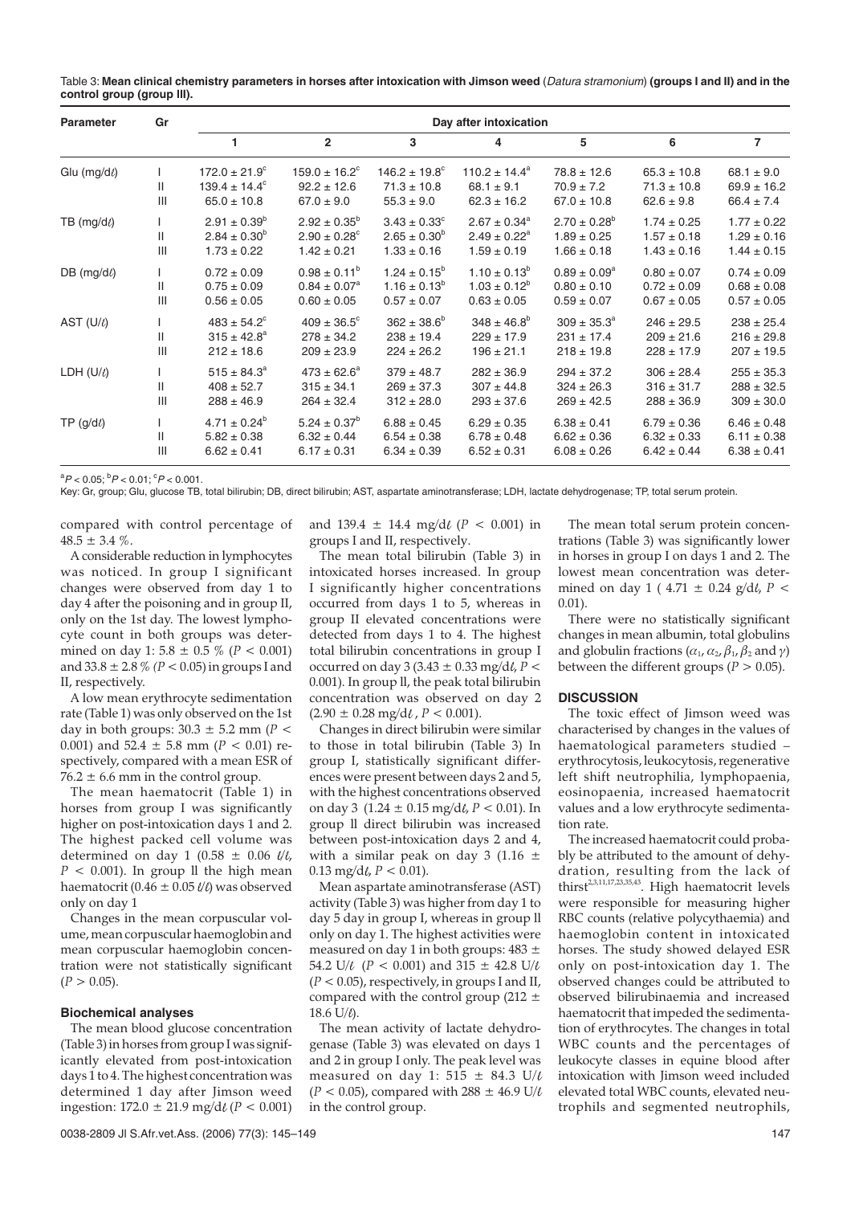Table 3: **Mean clinical chemistry parameters in horses after intoxication with Jimson weed** (*Datura stramonium*) **(groups I and II) and in the control group (group III).**

| Parameter | Gr | Day after intoxication | | | | | | |
|---|---|---|---|---|---|---|---|---|
| | | 1 | 2 | 3 | 4 | 5 | 6 | 7 |
| Glu (mg/dℓ) | I | 172.0 ± 21.9[c] | 159.0 ± 16.2[c] | 146.2 ± 19.8[c] | 110.2 ± 14.4[a] | 78.8 ± 12.6 | 65.3 ± 10.8 | 68.1 ± 9.0 |
| | II | 139.4 ± 14.4[c] | 92.2 ± 12.6 | 71.3 ± 10.8 | 68.1 ± 9.1 | 70.9 ± 7.2 | 71.3 ± 10.8 | 69.9 ± 16.2 |
| | III | 65.0 ± 10.8 | 67.0 ± 9.0 | 55.3 ± 9.0 | 62.3 ± 16.2 | 67.0 ± 10.8 | 62.6 ± 9.8 | 66.4 ± 7.4 |
| TB (mg/dℓ) | I | 2.91 ± 0.39[b] | 2.92 ± 0.35[b] | 3.43 ± 0.33[c] | 2.67 ± 0.34[a] | 2.70 ± 0.28[b] | 1.74 ± 0.25 | 1.77 ± 0.22 |
| | II | 2.84 ± 0.30[b] | 2.90 ± 0.28[c] | 2.65 ± 0.30[b] | 2.49 ± 0.22[a] | 1.89 ± 0.25 | 1.57 ± 0.18 | 1.29 ± 0.16 |
| | III | 1.73 ± 0.22 | 1.42 ± 0.21 | 1.33 ± 0.16 | 1.59 ± 0.19 | 1.66 ± 0.18 | 1.43 ± 0.16 | 1.44 ± 0.15 |
| DB (mg/dℓ) | I | 0.72 ± 0.09 | 0.98 ± 0.11[b] | 1.24 ± 0.15[b] | 1.10 ± 0.13[b] | 0.89 ± 0.09[a] | 0.80 ± 0.07 | 0.74 ± 0.09 |
| | II | 0.75 ± 0.09 | 0.84 ± 0.07[a] | 1.16 ± 0.13[b] | 1.03 ± 0.12[b] | 0.80 ± 0.10 | 0.72 ± 0.09 | 0.68 ± 0.08 |
| | III | 0.56 ± 0.05 | 0.60 ± 0.05 | 0.57 ± 0.07 | 0.63 ± 0.05 | 0.59 ± 0.07 | 0.67 ± 0.05 | 0.57 ± 0.05 |
| AST (U/ℓ) | I | 483 ± 54.2[c] | 409 ± 36.5[c] | 362 ± 38.6[b] | 348 ± 46.8[b] | 309 ± 35.3[a] | 246 ± 29.5 | 238 ± 25.4 |
| | II | 315 ± 42.8[a] | 278 ± 34.2 | 238 ± 19.4 | 229 ± 17.9 | 231 ± 17.4 | 209 ± 21.6 | 216 ± 29.8 |
| | III | 212 ± 18.6 | 209 ± 23.9 | 224 ± 26.2 | 196 ± 21.1 | 218 ± 19.8 | 228 ± 17.9 | 207 ± 19.5 |
| LDH (U/ℓ) | I | 515 ± 84.3[a] | 473 ± 62.6[a] | 379 ± 48.7 | 282 ± 36.9 | 294 ± 37.2 | 306 ± 28.4 | 255 ± 35.3 |
| | II | 408 ± 52.7 | 315 ± 34.1 | 269 ± 37.3 | 307 ± 44.8 | 324 ± 26.3 | 316 ± 31.7 | 288 ± 32.5 |
| | III | 288 ± 46.9 | 264 ± 32.4 | 312 ± 28.0 | 293 ± 37.6 | 269 ± 42.5 | 288 ± 36.9 | 309 ± 30.0 |
| TP (g/dℓ) | I | 4.71 ± 0.24[b] | 5.24 ± 0.37[b] | 6.88 ± 0.45 | 6.29 ± 0.35 | 6.38 ± 0.41 | 6.79 ± 0.36 | 6.46 ± 0.48 |
| | II | 5.82 ± 0.38 | 6.32 ± 0.44 | 6.54 ± 0.38 | 6.78 ± 0.48 | 6.62 ± 0.36 | 6.32 ± 0.33 | 6.11 ± 0.38 |
| | III | 6.62 ± 0.41 | 6.17 ± 0.31 | 6.34 ± 0.39 | 6.52 ± 0.31 | 6.08 ± 0.26 | 6.42 ± 0.44 | 6.38 ± 0.41 |

[a]$P < 0.05$; [b]$P < 0.01$; [c]$P < 0.001$.

Key: Gr, group; Glu, glucose TB, total bilirubin; DB, direct bilirubin; AST, aspartate aminotransferase; LDH, lactate dehydrogenase; TP, total serum protein.

compared with control percentage of $48.5 \pm 3.4$ %.

A considerable reduction in lymphocytes was noticed. In group I significant changes were observed from day 1 to day 4 after the poisoning and in group II, only on the 1st day. The lowest lymphocyte count in both groups was determined on day 1: $5.8 \pm 0.5$ % ($P < 0.001$) and $33.8 \pm 2.8$ % ($P < 0.05$) in groups I and II, respectively.

A low mean erythrocyte sedimentation rate (Table 1) was only observed on the 1st day in both groups: $30.3 \pm 5.2$ mm ($P < 0.001$) and $52.4 \pm 5.8$ mm ($P < 0.01$) respectively, compared with a mean ESR of $76.2 \pm 6.6$ mm in the control group.

The mean haematocrit (Table 1) in horses from group I was significantly higher on post-intoxication days 1 and 2. The highest packed cell volume was determined on day 1 ($0.58 \pm 0.06$ ℓ/ℓ, $P < 0.001$). In group II the high mean haematocrit ($0.46 \pm 0.05$ ℓ/ℓ) was observed only on day 1

Changes in the mean corpuscular volume, mean corpuscular haemoglobin and mean corpuscular haemoglobin concentration were not statistically significant ($P > 0.05$).

### Biochemical analyses

The mean blood glucose concentration (Table 3) in horses from group I was significantly elevated from post-intoxication days 1 to 4. The highest concentration was determined 1 day after Jimson weed ingestion: $172.0 \pm 21.9$ mg/dℓ ($P < 0.001$) and $139.4 \pm 14.4$ mg/dℓ ($P < 0.001$) in groups I and II, respectively.

The mean total bilirubin (Table 3) in intoxicated horses increased. In group I significantly higher concentrations occurred from days 1 to 5, whereas in group II elevated concentrations were detected from days 1 to 4. The highest total bilirubin concentrations in group I occurred on day 3 ($3.43 \pm 0.33$ mg/dℓ, $P < 0.001$). In group II, the peak total bilirubin concentration was observed on day 2 ($2.90 \pm 0.28$ mg/dℓ, $P < 0.001$).

Changes in direct bilirubin were similar to those in total bilirubin (Table 3) In group I, statistically significant differences were present between days 2 and 5, with the highest concentrations observed on day 3 ($1.24 \pm 0.15$ mg/dℓ, $P < 0.01$). In group II direct bilirubin was increased between post-intoxication days 2 and 4, with a similar peak on day 3 ($1.16 \pm 0.13$ mg/dℓ, $P < 0.01$).

Mean aspartate aminotransferase (AST) activity (Table 3) was higher from day 1 to day 5 day in group I, whereas in group II only on day 1. The highest activities were measured on day 1 in both groups: $483 \pm 54.2$ U/ℓ ($P < 0.001$) and $315 \pm 42.8$ U/ℓ ($P < 0.05$), respectively, in groups I and II, compared with the control group ($212 \pm 18.6$ U/ℓ).

The mean activity of lactate dehydrogenase (Table 3) was elevated on days 1 and 2 in group I only. The peak level was measured on day 1: $515 \pm 84.3$ U/ℓ ($P < 0.05$), compared with $288 \pm 46.9$ U/ℓ in the control group.

The mean total serum protein concentrations (Table 3) was significantly lower in horses in group I on days 1 and 2. The lowest mean concentration was determined on day 1 ( $4.71 \pm 0.24$ g/dℓ, $P < 0.01$).

There were no statistically significant changes in mean albumin, total globulins and globulin fractions ($\alpha_1$, $\alpha_2$, $\beta_1$, $\beta_2$ and $\gamma$) between the different groups ($P > 0.05$).

## DISCUSSION

The toxic effect of Jimson weed was characterised by changes in the values of haematological parameters studied – erythrocytosis, leukocytosis, regenerative left shift neutrophilia, lymphopaenia, eosinopaenia, increased haematocrit values and a low erythrocyte sedimentation rate.

The increased haematocrit could probably be attributed to the amount of dehydration, resulting from the lack of thirst[2,3,11,17,23,35,43]. High haematocrit levels were responsible for measuring higher RBC counts (relative polycythaemia) and haemoglobin content in intoxicated horses. The study showed delayed ESR only on post-intoxication day 1. The observed changes could be attributed to observed bilirubinaemia and increased haematocrit that impeded the sedimentation of erythrocytes. The changes in total WBC counts and the percentages of leukocyte classes in equine blood after intoxication with Jimson weed included elevated total WBC counts, elevated neutrophils and segmented neutrophils,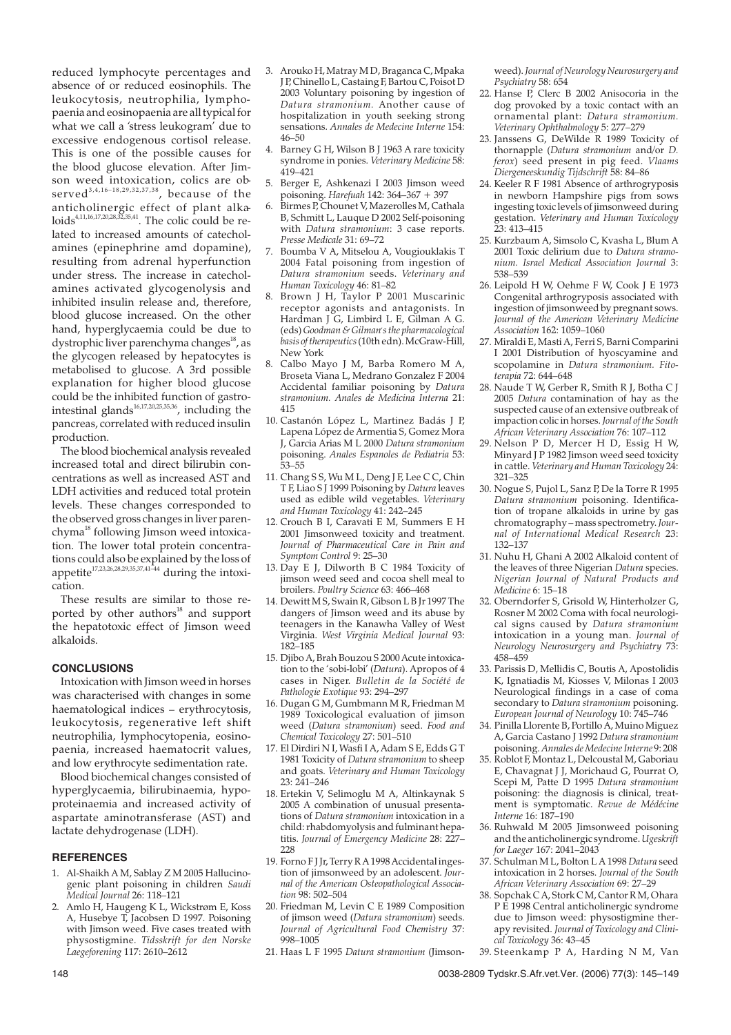reduced lymphocyte percentages and absence of or reduced eosinophils. The leukocytosis, neutrophilia, lymphopaenia and eosinopaenia are all typical for what we call a 'stress leukogram' due to excessive endogenous cortisol release. This is one of the possible causes for the blood glucose elevation. After Jimson weed intoxication, colics are observed[3,4,16–18,29,32,37,38], because of the anticholinergic effect of plant alkaloids[4,11,16,17,20,28,32,35,41]. The colic could be related to increased amounts of catecholamines (epinephrine amd dopamine), resulting from adrenal hyperfunction under stress. The increase in catecholamines activated glycogenolysis and inhibited insulin release and, therefore, blood glucose increased. On the other hand, hyperglycaemia could be due to dystrophic liver parenchyma changes[18], as the glycogen released by hepatocytes is metabolised to glucose. A 3rd possible explanation for higher blood glucose could be the inhibited function of gastrointestinal glands[16,17,20,25,35,36], including the pancreas, correlated with reduced insulin production.

The blood biochemical analysis revealed increased total and direct bilirubin concentrations as well as increased AST and LDH activities and reduced total protein levels. These changes corresponded to the observed gross changes in liver parenchyma[18] following Jimson weed intoxication. The lower total protein concentrations could also be explained by the loss of appetite[17,23,26,28,29,35,37,41–44] during the intoxication.

These results are similar to those reported by other authors[18] and support the hepatotoxic effect of Jimson weed alkaloids.

## CONCLUSIONS

Intoxication with Jimson weed in horses was characterised with changes in some haematological indices – erythrocytosis, leukocytosis, regenerative left shift neutrophilia, lymphocytopenia, eosinopaenia, increased haematocrit values, and low erythrocyte sedimentation rate.

Blood biochemical changes consisted of hyperglycaemia, bilirubinaemia, hypoproteinaemia and increased activity of aspartate aminotransferase (AST) and lactate dehydrogenase (LDH).

## REFERENCES

1. Al-Shaikh A M, Sablay Z M 2005 Hallucinogenic plant poisoning in children *Saudi Medical Journal* 26: 118–121
2. Amlo H, Haugeng K L, Wickstrøm E, Koss A, Husebye T, Jacobsen D 1997. Poisoning with Jimson weed. Five cases treated with physostigmine. *Tidsskrift for den Norske Laegeforening* 117: 2610–2612
3. Arouko H, Matray M D, Braganca C, Mpaka J P, Chinello L, Castaing F, Bartou C, Poisot D 2003 Voluntary poisoning by ingestion of *Datura stramonium*. Another cause of hospitalization in youth seeking strong sensations. *Annales de Medecine Interne* 154: 46–50
4. Barney G H, Wilson B J 1963 A rare toxicity syndrome in ponies. *Veterinary Medicine* 58: 419–421
5. Berger E, Ashkenazi I 2003 Jimson weed poisoning. *Harefuah* 142: 364–367 + 397
6. Birmes P, Chounet V, Mazerolles M, Cathala B, Schmitt L, Lauque D 2002 Self-poisoning with *Datura stramonium*: 3 case reports. *Presse Medicale* 31: 69–72
7. Boumba V A, Mitselou A, Vougiouklakis T 2004 Fatal poisoning from ingestion of *Datura stramonium* seeds. *Veterinary and Human Toxicology* 46: 81–82
8. Brown J H, Taylor P 2001 Muscarinic receptor agonists and antagonists. In Hardman J G, Limbird L E, Gilman A G. (eds) *Goodman & Gilman's the pharmacological basis of therapeutics* (10th edn). McGraw-Hill, New York
8. Calbo Mayo J M, Barba Romero M A, Broseta Viana L, Medrano Gonzalez F 2004 Accidental familiar poisoning by *Datura stramonium*. *Anales de Medicina Interna* 21: 415
10. Castanón López L, Martinez Badás J P, Lapena López de Armentia S, Gomez Mora J, Garcia Arias M L 2000 *Datura stramonium* poisoning. *Anales Espanoles de Pediatria* 53: 53–55
11. Chang S S, Wu M L, Deng J F, Lee C C, Chin T F, Liao S J 1999 Poisoning by *Datura* leaves used as edible wild vegetables. *Veterinary and Human Toxicology* 41: 242–245
12. Crouch B I, Caravati E M, Summers E H 2001 Jimsonweed toxicity and treatment. *Journal of Pharmaceutical Care in Pain and Symptom Control* 9: 25–30
13. Day E J, Dilworth B C 1984 Toxicity of jimson weed seed and cocoa shell meal to broilers. *Poultry Science* 63: 466–468
14. Dewitt M S, Swain R, Gibson L B Jr 1997 The dangers of Jimson weed and its abuse by teenagers in the Kanawha Valley of West Virginia. *West Virginia Medical Journal* 93: 182–185
15. Djibo A, Brah Bouzou S 2000 Acute intoxication to the 'sobi-lobi' (*Datura*). Apropos of 4 cases in Niger. *Bulletin de la Société de Pathologie Exotique* 93: 294–297
16. Dugan G M, Gumbmann M R, Friedman M 1989 Toxicological evaluation of jimson weed (*Datura stramonium*) seed. *Food and Chemical Toxicology* 27: 501–510
17. El Dirdiri N I, Wasfi I A, Adam S E, Edds G T 1981 Toxicity of *Datura stramonium* to sheep and goats. *Veterinary and Human Toxicology* 23: 241–246
18. Ertekin V, Selimoglu M A, Altinkaynak S 2005 A combination of unusual presentations of *Datura stramonium* intoxication in a child: rhabdomyolysis and fulminant hepatitis. *Journal of Emergency Medicine* 28: 227–228
19. Forno F J Jr, Terry R A 1998 Accidental ingestion of jimsonweed by an adolescent. *Journal of the American Osteopathological Association* 98: 502–504
20. Friedman M, Levin C E 1989 Composition of jimson weed (*Datura stramonium*) seeds. *Journal of Agricultural Food Chemistry* 37: 998–1005
21. Haas L F 1995 *Datura stramonium* (Jimsonweed). *Journal of Neurology Neurosurgery and Psychiatry* 58: 654
22. Hanse P, Clerc B 2002 Anisocoria in the dog provoked by a toxic contact with an ornamental plant: *Datura stramonium*. *Veterinary Ophthalmology* 5: 277–279
23. Janssens G, DeWilde R 1989 Toxicity of thornapple (*Datura stramonium* and/or *D. ferox*) seed present in pig feed. *Vlaams Diergeneeskundig Tijdschrift* 58: 84–86
24. Keeler R F 1981 Absence of arthrogryposis in newborn Hampshire pigs from sows ingesting toxic levels of jimsonweed during gestation. *Veterinary and Human Toxicology* 23: 413–415
25. Kurzbaum A, Simsolo C, Kvasha L, Blum A 2001 Toxic delirium due to *Datura stramonium*. *Israel Medical Association Journal* 3: 538–539
26. Leipold H W, Oehme F W, Cook J E 1973 Congenital arthrogryposis associated with ingestion of jimsonweed by pregnant sows. *Journal of the American Veterinary Medicine Association* 162: 1059–1060
27. Miraldi E, Masti A, Ferri S, Barni Comparini I 2001 Distribution of hyoscyamine and scopolamine in *Datura stramonium*. *Fitoterapia* 72: 644–648
28. Naude T W, Gerber R, Smith R J, Botha C J 2005 *Datura* contamination of hay as the suspected cause of an extensive outbreak of impaction colic in horses. *Journal of the South African Veterinary Association* 76: 107–112
29. Nelson P D, Mercer H D, Essig H W, Minyard J P 1982 Jimson weed seed toxicity in cattle. *Veterinary and Human Toxicology* 24: 321–325
30. Nogue S, Pujol L, Sanz P, De la Torre R 1995 *Datura stramonium* poisoning. Identification of tropane alkaloids in urine by gas chromatography – mass spectrometry. *Journal of International Medical Research* 23: 132–137
31. Nuhu H, Ghani A 2002 Alkaloid content of the leaves of three Nigerian *Datura* species. *Nigerian Journal of Natural Products and Medicine* 6: 15–18
32. Oberndorfer S, Grisold W, Hinterholzer G, Rosner M 2002 Coma with focal neurological signs caused by *Datura stramonium* intoxication in a young man. *Journal of Neurology Neurosurgery and Psychiatry* 73: 458–459
33. Parissis D, Mellidis C, Boutis A, Apostolidis K, Ignatiadis M, Kiosses V, Milonas I 2003 Neurological findings in a case of coma secondary to *Datura stramonium* poisoning. *European Journal of Neurology* 10: 745–746
34. Pinilla Llorente B, Portillo A, Muino Miguez A, Garcia Castano J 1992 *Datura stramonium* poisoning. *Annales de Medecine Interne* 9: 208
35. Roblot F, Montaz L, Delcoustal M, Gaboriau E, Chavagnat J J, Morichaud G, Pourrat O, Scepi M, Patte D 1995 *Datura stramonium* poisoning: the diagnosis is clinical, treatment is symptomatic. *Revue de Médécine Interne* 16: 187–190
36. Ruhwald M 2005 Jimsonweed poisoning and the anticholinergic syndrome. *Ugeskrift for Laeger* 167: 2041–2043
37. Schulman M L, Bolton L A 1998 *Datura* seed intoxication in 2 horses. *Journal of the South African Veterinary Association* 69: 27–29
38. Sopchak C A, Stork C M, Cantor R M, Ohara P E 1998 Central anticholinergic syndrome due to Jimson weed: physostigmine therapy revisited. *Journal of Toxicology and Clinical Toxicology* 36: 43–45
39. Steenkamp P A, Harding N M, Van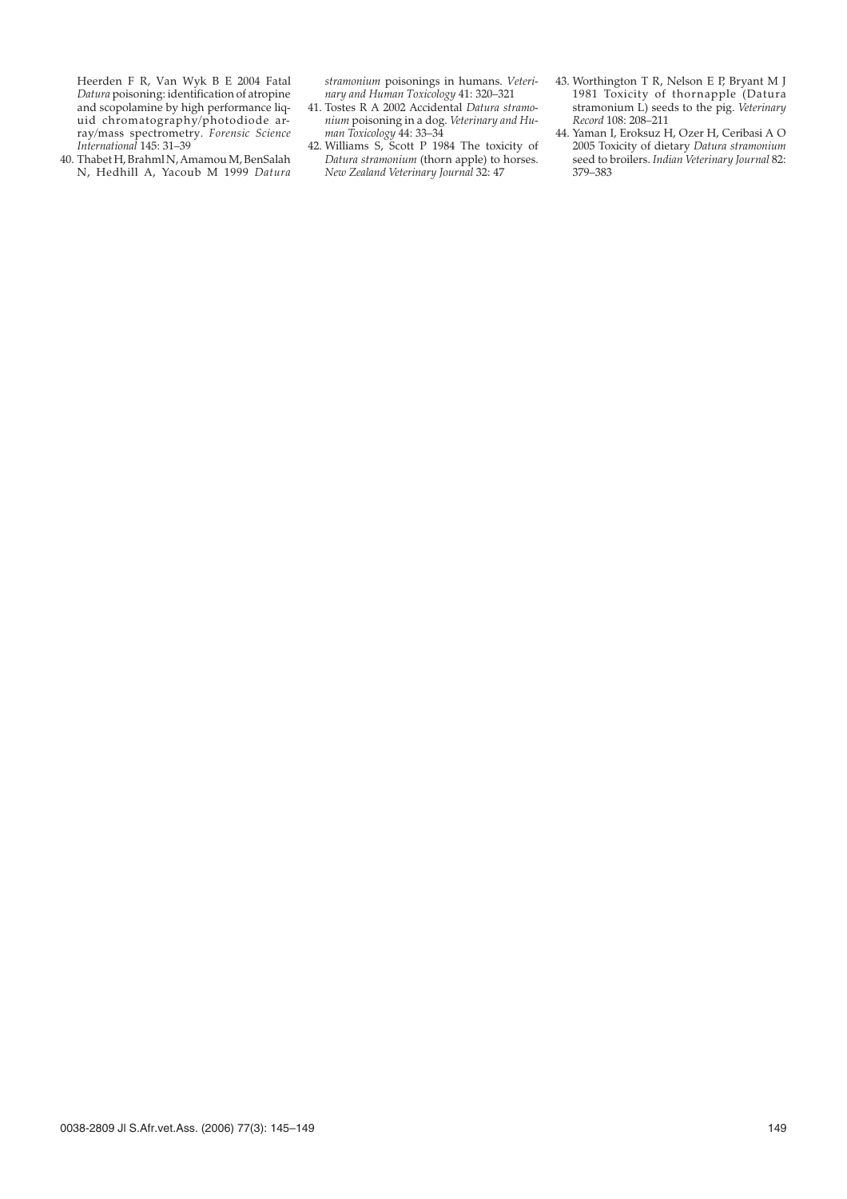Heerden F R, Van Wyk B E 2004 Fatal *Datura* poisoning: identification of atropine and scopolamine by high performance liquid chromatography/photodiode array/mass spectrometry. *Forensic Science International* 145: 31–39

40. Thabet H, Brahml N, Amamou M, BenSalah N, Hedhill A, Yacoub M 1999 *Datura stramonium* poisonings in humans. *Veterinary and Human Toxicology* 41: 320–321
41. Tostes R A 2002 Accidental *Datura stramonium* poisoning in a dog. *Veterinary and Human Toxicology* 44: 33–34
42. Williams S, Scott P 1984 The toxicity of *Datura stramonium* (thorn apple) to horses. *New Zealand Veterinary Journal* 32: 47
43. Worthington T R, Nelson E P, Bryant M J 1981 Toxicity of thornapple (Datura stramonium L) seeds to the pig. *Veterinary Record* 108: 208–211
44. Yaman I, Eroksuz H, Ozer H, Ceribasi A O 2005 Toxicity of dietary *Datura stramonium* seed to broilers. *Indian Veterinary Journal* 82: 379–383